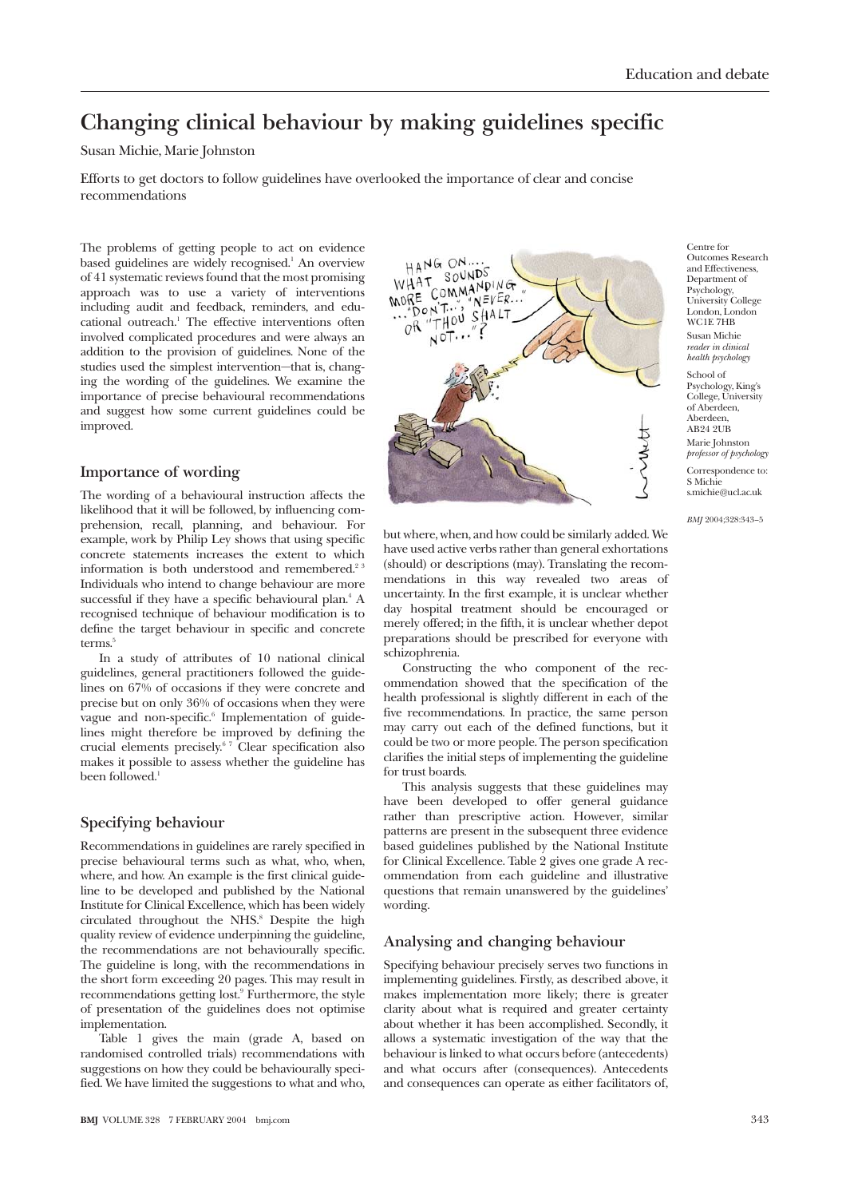# Changing clinical behaviour by making guidelines specific

Susan Michie, Marie Johnston

Efforts to get doctors to follow guidelines have overlooked the importance of clear and concise recommendations

Centre for Outcomes Research and Effectiveness, Department of Psychology, University College London, London WC1E 7HB
Susan Michie *reader in clinical health psychology*

School of Psychology, King's College, University of Aberdeen, Aberdeen, AB24 2UB
Marie Johnston *professor of psychology*

Correspondence to: S Michie s.michie@ucl.ac.uk

The problems of getting people to act on evidence based guidelines are widely recognised.[1] An overview of 41 systematic reviews found that the most promising approach was to use a variety of interventions including audit and feedback, reminders, and educational outreach.[1] The effective interventions often involved complicated procedures and were always an addition to the provision of guidelines. None of the studies used the simplest intervention—that is, changing the wording of the guidelines. We examine the importance of precise behavioural recommendations and suggest how some current guidelines could be improved.

## Importance of wording

The wording of a behavioural instruction affects the likelihood that it will be followed, by influencing comprehension, recall, planning, and behaviour. For example, work by Philip Ley shows that using specific concrete statements increases the extent to which information is both understood and remembered.[2 3] Individuals who intend to change behaviour are more successful if they have a specific behavioural plan.[4] A recognised technique of behaviour modification is to define the target behaviour in specific and concrete terms.[5]

In a study of attributes of 10 national clinical guidelines, general practitioners followed the guidelines on 67% of occasions if they were concrete and precise but on only 36% of occasions when they were vague and non-specific.[6] Implementation of guidelines might therefore be improved by defining the crucial elements precisely.[6 7] Clear specification also makes it possible to assess whether the guideline has been followed.[1]

## Specifying behaviour

Recommendations in guidelines are rarely specified in precise behavioural terms such as what, who, when, where, and how. An example is the first clinical guideline to be developed and published by the National Institute for Clinical Excellence, which has been widely circulated throughout the NHS.[8] Despite the high quality review of evidence underpinning the guideline, the recommendations are not behaviourally specific. The guideline is long, with the recommendations in the short form exceeding 20 pages. This may result in recommendations getting lost.[9] Furthermore, the style of presentation of the guidelines does not optimise implementation.

Table 1 gives the main (grade A, based on randomised controlled trials) recommendations with suggestions on how they could be behaviourally specified. We have limited the suggestions to what and who, but where, when, and how could be similarly added. We have used active verbs rather than general exhortations (should) or descriptions (may). Translating the recommendations in this way revealed two areas of uncertainty. In the first example, it is unclear whether day hospital treatment should be encouraged or merely offered; in the fifth, it is unclear whether depot preparations should be prescribed for everyone with schizophrenia.

Constructing the who component of the recommendation showed that the specification of the health professional is slightly different in each of the five recommendations. In practice, the same person may carry out each of the defined functions, but it could be two or more people. The person specification clarifies the initial steps of implementing the guideline for trust boards.

This analysis suggests that these guidelines may have been developed to offer general guidance rather than prescriptive action. However, similar patterns are present in the subsequent three evidence based guidelines published by the National Institute for Clinical Excellence. Table 2 gives one grade A recommendation from each guideline and illustrative questions that remain unanswered by the guidelines' wording.

## Analysing and changing behaviour

Specifying behaviour precisely serves two functions in implementing guidelines. Firstly, as described above, it makes implementation more likely; there is greater clarity about what is required and greater certainty about whether it has been accomplished. Secondly, it allows a systematic investigation of the way that the behaviour is linked to what occurs before (antecedents) and what occurs after (consequences). Antecedents and consequences can operate as either facilitators of,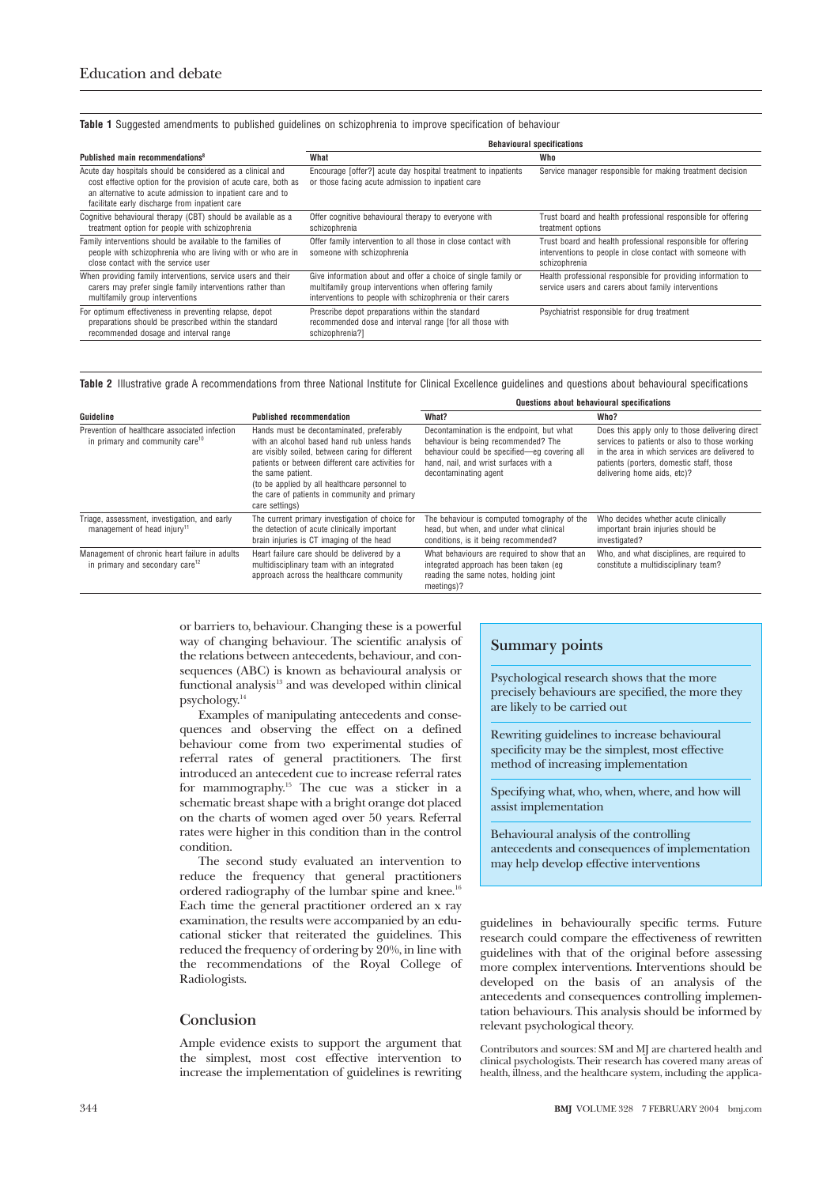**Table 1** Suggested amendments to published guidelines on schizophrenia to improve specification of behaviour

| Published main recommendations[8] | Behavioural specifications | |
|---|---|---|
| | What | Who |
| Acute day hospitals should be considered as a clinical and cost effective option for the provision of acute care, both as an alternative to acute admission to inpatient care and to facilitate early discharge from inpatient care | Encourage [offer?] acute day hospital treatment to inpatients or those facing acute admission to inpatient care | Service manager responsible for making treatment decision |
| Cognitive behavioural therapy (CBT) should be available as a treatment option for people with schizophrenia | Offer cognitive behavioural therapy to everyone with schizophrenia | Trust board and health professional responsible for offering treatment options |
| Family interventions should be available to the families of people with schizophrenia who are living with or who are in close contact with the service user | Offer family intervention to all those in close contact with someone with schizophrenia | Trust board and health professional responsible for offering interventions to people in close contact with someone with schizophrenia |
| When providing family interventions, service users and their carers may prefer single family interventions rather than multifamily group interventions | Give information about and offer a choice of single family or multifamily group interventions when offering family interventions to people with schizophrenia or their carers | Health professional responsible for providing information to service users and carers about family interventions |
| For optimum effectiveness in preventing relapse, depot preparations should be prescribed within the standard recommended dosage and interval range | Prescribe depot preparations within the standard recommended dose and interval range [for all those with schizophrenia?] | Psychiatrist responsible for drug treatment |

**Table 2** Illustrative grade A recommendations from three National Institute for Clinical Excellence guidelines and questions about behavioural specifications

| Guideline | Published recommendation | Questions about behavioural specifications | |
|---|---|---|---|
| | | What? | Who? |
| Prevention of healthcare associated infection in primary and community care[10] | Hands must be decontaminated, preferably with an alcohol based hand rub unless hands are visibly soiled, between caring for different patients or between different care activities for the same patient. (to be applied by all healthcare personnel to the care of patients in community and primary care settings) | Decontamination is the endpoint, but what behaviour is being recommended? The behaviour could be specified—eg covering all hand, nail, and wrist surfaces with a decontaminating agent | Does this apply only to those delivering direct services to patients or also to those working in the area in which services are delivered to patients (porters, domestic staff, those delivering home aids, etc)? |
| Triage, assessment, investigation, and early management of head injury[11] | The current primary investigation of choice for the detection of acute clinically important brain injuries is CT imaging of the head | The behaviour is computed tomography of the head, but when, and under what clinical conditions, is it being recommended? | Who decides whether acute clinically important brain injuries should be investigated? |
| Management of chronic heart failure in adults in primary and secondary care[12] | Heart failure care should be delivered by a multidisciplinary team with an integrated approach across the healthcare community | What behaviours are required to show that an integrated approach has been taken (eg reading the same notes, holding joint meetings)? | Who, and what disciplines, are required to constitute a multidisciplinary team? |

or barriers to, behaviour. Changing these is a powerful way of changing behaviour. The scientific analysis of the relations between antecedents, behaviour, and consequences (ABC) is known as behavioural analysis or functional analysis[13] and was developed within clinical psychology.[14]

Examples of manipulating antecedents and consequences and observing the effect on a defined behaviour come from two experimental studies of referral rates of general practitioners. The first introduced an antecedent cue to increase referral rates for mammography.[15] The cue was a sticker in a schematic breast shape with a bright orange dot placed on the charts of women aged over 50 years. Referral rates were higher in this condition than in the control condition.

The second study evaluated an intervention to reduce the frequency that general practitioners ordered radiography of the lumbar spine and knee.[16] Each time the general practitioner ordered an x ray examination, the results were accompanied by an educational sticker that reiterated the guidelines. This reduced the frequency of ordering by 20%, in line with the recommendations of the Royal College of Radiologists.

## Conclusion

Ample evidence exists to support the argument that the simplest, most cost effective intervention to increase the implementation of guidelines is rewriting guidelines in behaviourally specific terms. Future research could compare the effectiveness of rewritten guidelines with that of the original before assessing more complex interventions. Interventions should be developed on the basis of an analysis of the antecedents and consequences controlling implementation behaviours. This analysis should be informed by relevant psychological theory.

### Summary points

Psychological research shows that the more precisely behaviours are specified, the more they are likely to be carried out

Rewriting guidelines to increase behavioural specificity may be the simplest, most effective method of increasing implementation

Specifying what, who, when, where, and how will assist implementation

Behavioural analysis of the controlling antecedents and consequences of implementation may help develop effective interventions

Contributors and sources: SM and MJ are chartered health and clinical psychologists. Their research has covered many areas of health, illness, and the healthcare system, including the applica-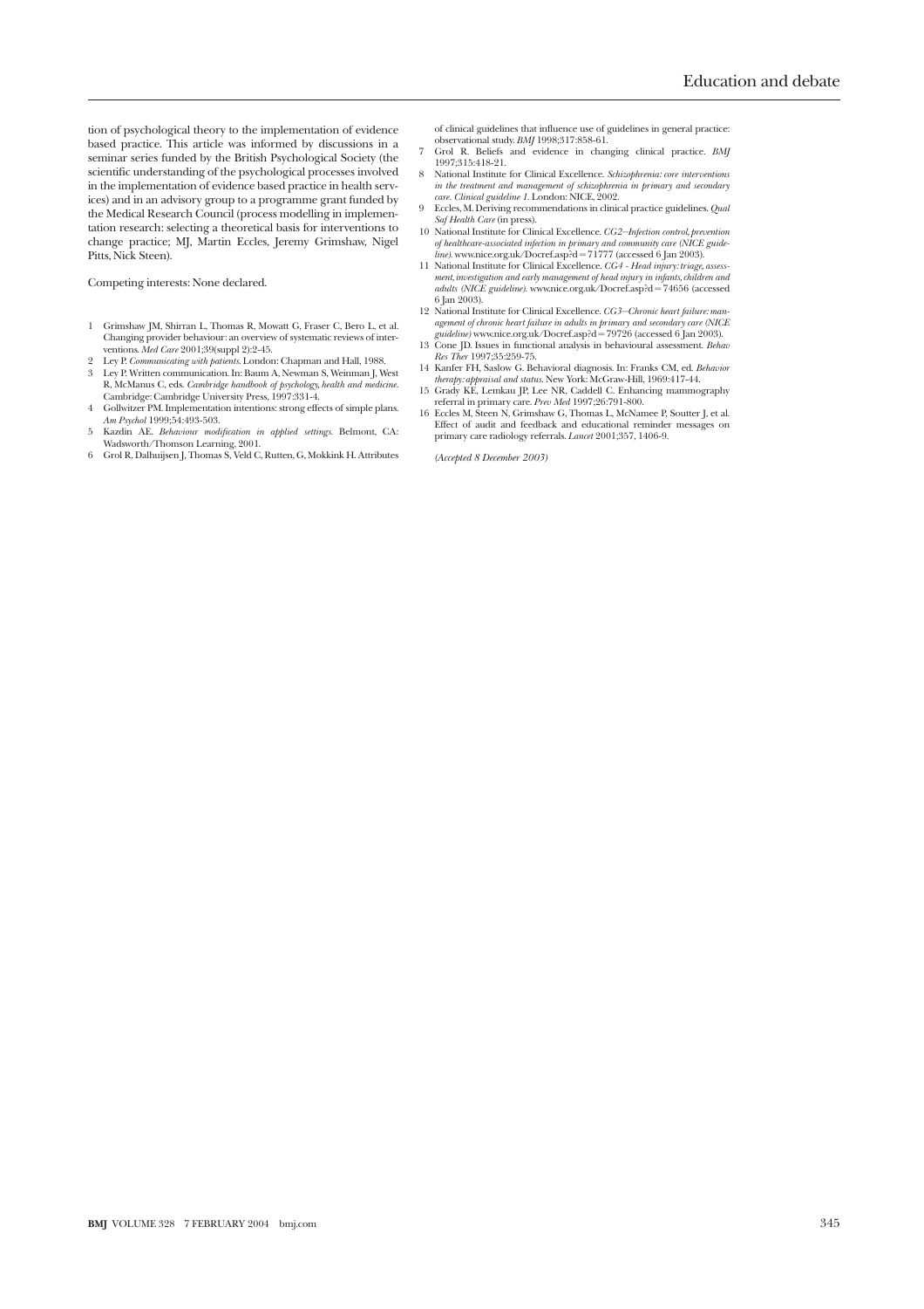tion of psychological theory to the implementation of evidence based practice. This article was informed by discussions in a seminar series funded by the British Psychological Society (the scientific understanding of the psychological processes involved in the implementation of evidence based practice in health services) and in an advisory group to a programme grant funded by the Medical Research Council (process modelling in implementation research: selecting a theoretical basis for interventions to change practice; MJ, Martin Eccles, Jeremy Grimshaw, Nigel Pitts, Nick Steen).

Competing interests: None declared.

1. Grimshaw JM, Shirran L, Thomas R, Mowatt G, Fraser C, Bero L, et al. Changing provider behaviour: an overview of systematic reviews of interventions. *Med Care* 2001;39(suppl 2):2-45.
2. Ley P. *Communicating with patients*. London: Chapman and Hall, 1988.
3. Ley P. Written communication. In: Baum A, Newman S, Weinman J, West R, McManus C, eds. *Cambridge handbook of psychology, health and medicine*. Cambridge: Cambridge University Press, 1997:331-4.
4. Gollwitzer PM. Implementation intentions: strong effects of simple plans. *Am Psychol* 1999;54:493-503.
5. Kazdin AE. *Behaviour modification in applied settings*. Belmont, CA: Wadsworth/Thomson Learning, 2001.
6. Grol R, Dalhuijsen J, Thomas S, Veld C, Rutten, G, Mokkink H. Attributes of clinical guidelines that influence use of guidelines in general practice: observational study. *BMJ* 1998;317:858-61.
7. Grol R. Beliefs and evidence in changing clinical practice. *BMJ* 1997;315:418-21.
8. National Institute for Clinical Excellence. *Schizophrenia: core interventions in the treatment and management of schizophrenia in primary and secondary care. Clinical guideline 1*. London: NICE, 2002.
9. Eccles, M. Deriving recommendations in clinical practice guidelines. *Qual Saf Health Care* (in press).
10. National Institute for Clinical Excellence. *CG2—Infection control, prevention of healthcare-associated infection in primary and community care (NICE guideline)*. www.nice.org.uk/Docref.asp?d=71777 (accessed 6 Jan 2003).
11. National Institute for Clinical Excellence. *CG4 - Head injury: triage, assessment, investigation and early management of head injury in infants, children and adults (NICE guideline)*. www.nice.org.uk/Docref.asp?d=74656 (accessed 6 Jan 2003).
12. National Institute for Clinical Excellence. *CG3—Chronic heart failure: management of chronic heart failure in adults in primary and secondary care (NICE guideline)* www.nice.org.uk/Docref.asp?d=79726 (accessed 6 Jan 2003).
13. Cone JD. Issues in functional analysis in behavioural assessment. *Behav Res Ther* 1997;35:259-75.
14. Kanfer FH, Saslow G. Behavioral diagnosis. In: Franks CM, ed. *Behavior therapy: appraisal and status*. New York: McGraw-Hill, 1969:417-44.
15. Grady KE, Lemkau JP, Lee NR, Caddell C. Enhancing mammography referral in primary care. *Prev Med* 1997;26:791-800.
16. Eccles M, Steen N, Grimshaw G, Thomas L, McNamee P, Soutter J, et al. Effect of audit and feedback and educational reminder messages on primary care radiology referrals. *Lancet* 2001;357, 1406-9.

*(Accepted 8 December 2003)*